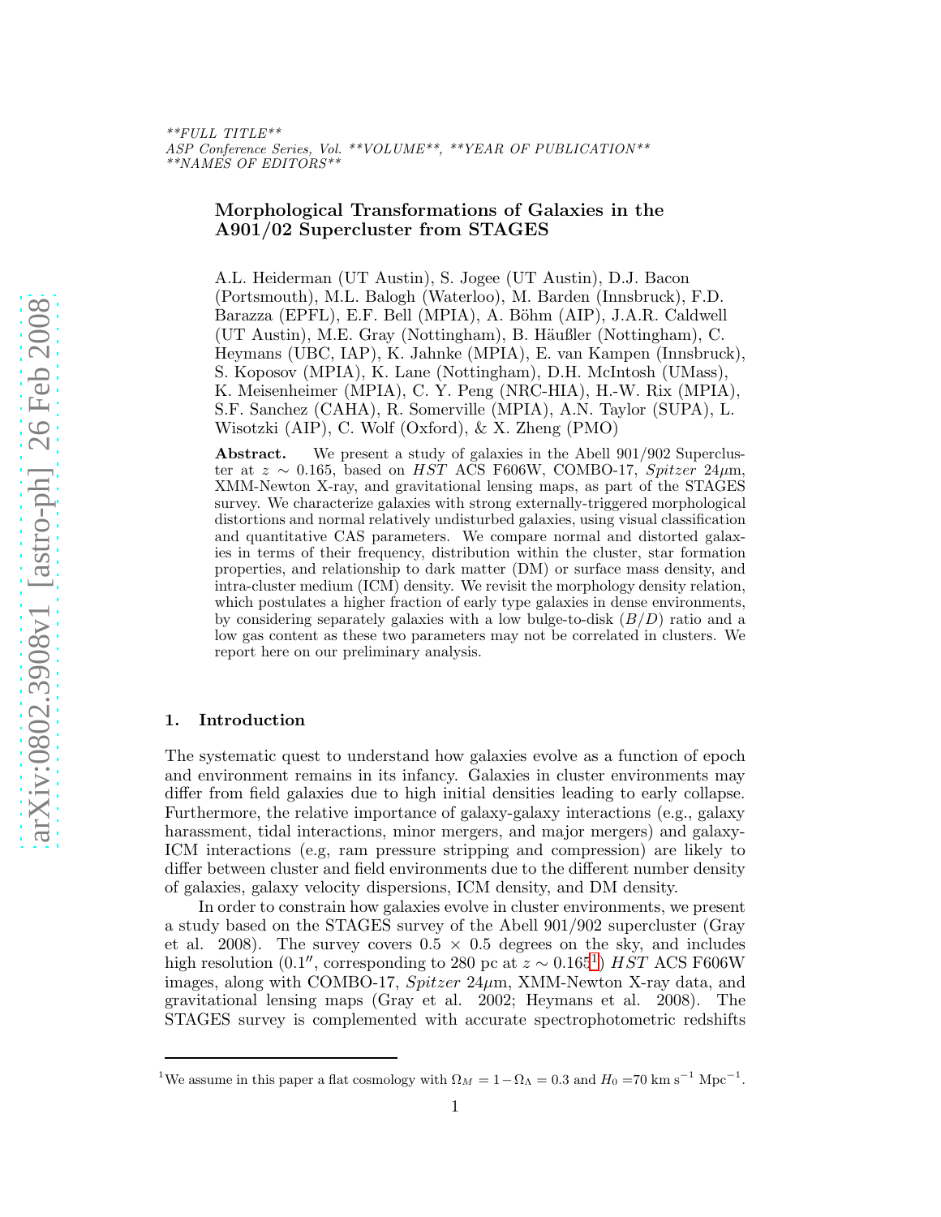# Morphological Transformations of Galaxies in the A901/02 Supercluster from STAGES

A.L. Heiderman (UT Austin), S. Jogee (UT Austin), D.J. Bacon (Portsmouth), M.L. Balogh (Waterloo), M. Barden (Innsbruck), F.D. Barazza (EPFL), E.F. Bell (MPIA), A. Böhm (AIP), J.A.R. Caldwell (UT Austin), M.E. Gray (Nottingham), B. Häußler (Nottingham), C. Heymans (UBC, IAP), K. Jahnke (MPIA), E. van Kampen (Innsbruck), S. Koposov (MPIA), K. Lane (Nottingham), D.H. McIntosh (UMass), K. Meisenheimer (MPIA), C. Y. Peng (NRC-HIA), H.-W. Rix (MPIA), S.F. Sanchez (CAHA), R. Somerville (MPIA), A.N. Taylor (SUPA), L. Wisotzki (AIP), C. Wolf (Oxford), & X. Zheng (PMO)

**Abstract.** We present a study of galaxies in the Abell 901/902 Supercluster at $z \sim 0.165$, based on *HST* ACS F606W, COMBO-17, *Spitzer* 24$\mu$m, XMM-Newton X-ray, and gravitational lensing maps, as part of the STAGES survey. We characterize galaxies with strong externally-triggered morphological distortions and normal relatively undisturbed galaxies, using visual classification and quantitative CAS parameters. We compare normal and distorted galaxies in terms of their frequency, distribution within the cluster, star formation properties, and relationship to dark matter (DM) or surface mass density, and intra-cluster medium (ICM) density. We revisit the morphology density relation, which postulates a higher fraction of early type galaxies in dense environments, by considering separately galaxies with a low bulge-to-disk ($B/D$) ratio and a low gas content as these two parameters may not be correlated in clusters. We report here on our preliminary analysis.

## 1. Introduction

The systematic quest to understand how galaxies evolve as a function of epoch and environment remains in its infancy. Galaxies in cluster environments may differ from field galaxies due to high initial densities leading to early collapse. Furthermore, the relative importance of galaxy-galaxy interactions (e.g., galaxy harassment, tidal interactions, minor mergers, and major mergers) and galaxy-ICM interactions (e.g, ram pressure stripping and compression) are likely to differ between cluster and field environments due to the different number density of galaxies, galaxy velocity dispersions, ICM density, and DM density.

In order to constrain how galaxies evolve in cluster environments, we present a study based on the STAGES survey of the Abell 901/902 supercluster (Gray et al. 2008). The survey covers 0.5 × 0.5 degrees on the sky, and includes high resolution ($0.1''$, corresponding to 280 pc at $z \sim 0.165$[1]) *HST* ACS F606W images, along with COMBO-17, *Spitzer* 24$\mu$m, XMM-Newton X-ray data, and gravitational lensing maps (Gray et al. 2002; Heymans et al. 2008). The STAGES survey is complemented with accurate spectrophotometric redshifts

[1] We assume in this paper a flat cosmology with $\Omega_M = 1 - \Omega_\Lambda = 0.3$ and $H_0 = 70$ km s$^{-1}$ Mpc$^{-1}$.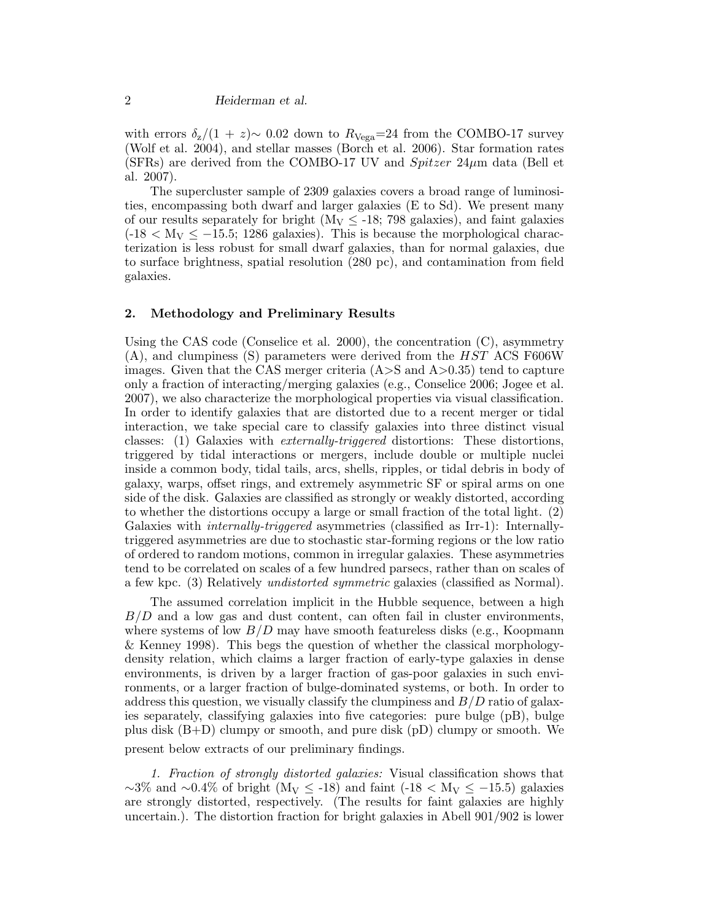with errors $\delta_z/(1 + z) \sim 0.02$ down to $R_{\rm Vega}$=24 from the COMBO-17 survey (Wolf et al. 2004), and stellar masses (Borch et al. 2006). Star formation rates (SFRs) are derived from the COMBO-17 UV and *Spitzer* 24$\mu$m data (Bell et al. 2007).

The supercluster sample of 2309 galaxies covers a broad range of luminosities, encompassing both dwarf and larger galaxies (E to Sd). We present many of our results separately for bright ($M_V \leq$ -18; 798 galaxies), and faint galaxies (-18 < $M_V \leq -15.5$; 1286 galaxies). This is because the morphological characterization is less robust for small dwarf galaxies, than for normal galaxies, due to surface brightness, spatial resolution (280 pc), and contamination from field galaxies.

## 2. Methodology and Preliminary Results

Using the CAS code (Conselice et al. 2000), the concentration (C), asymmetry (A), and clumpiness (S) parameters were derived from the *HST* ACS F606W images. Given that the CAS merger criteria (A>S and A>0.35) tend to capture only a fraction of interacting/merging galaxies (e.g., Conselice 2006; Jogee et al. 2007), we also characterize the morphological properties via visual classification. In order to identify galaxies that are distorted due to a recent merger or tidal interaction, we take special care to classify galaxies into three distinct visual classes: (1) Galaxies with *externally-triggered* distortions: These distortions, triggered by tidal interactions or mergers, include double or multiple nuclei inside a common body, tidal tails, arcs, shells, ripples, or tidal debris in body of galaxy, warps, offset rings, and extremely asymmetric SF or spiral arms on one side of the disk. Galaxies are classified as strongly or weakly distorted, according to whether the distortions occupy a large or small fraction of the total light. (2) Galaxies with *internally-triggered* asymmetries (classified as Irr-1): Internally-triggered asymmetries are due to stochastic star-forming regions or the low ratio of ordered to random motions, common in irregular galaxies. These asymmetries tend to be correlated on scales of a few hundred parsecs, rather than on scales of a few kpc. (3) Relatively *undistorted symmetric* galaxies (classified as Normal).

The assumed correlation implicit in the Hubble sequence, between a high $B/D$ and a low gas and dust content, can often fail in cluster environments, where systems of low $B/D$ may have smooth featureless disks (e.g., Koopmann & Kenney 1998). This begs the question of whether the classical morphology-density relation, which claims a larger fraction of early-type galaxies in dense environments, is driven by a larger fraction of gas-poor galaxies in such environments, or a larger fraction of bulge-dominated systems, or both. In order to address this question, we visually classify the clumpiness and $B/D$ ratio of galaxies separately, classifying galaxies into five categories: pure bulge (pB), bulge plus disk (B+D) clumpy or smooth, and pure disk (pD) clumpy or smooth. We present below extracts of our preliminary findings.

*1. Fraction of strongly distorted galaxies:* Visual classification shows that $\sim$3% and $\sim$0.4% of bright ($M_V \leq$ -18) and faint (-18 < $M_V \leq -15.5$) galaxies are strongly distorted, respectively. (The results for faint galaxies are highly uncertain.). The distortion fraction for bright galaxies in Abell 901/902 is lower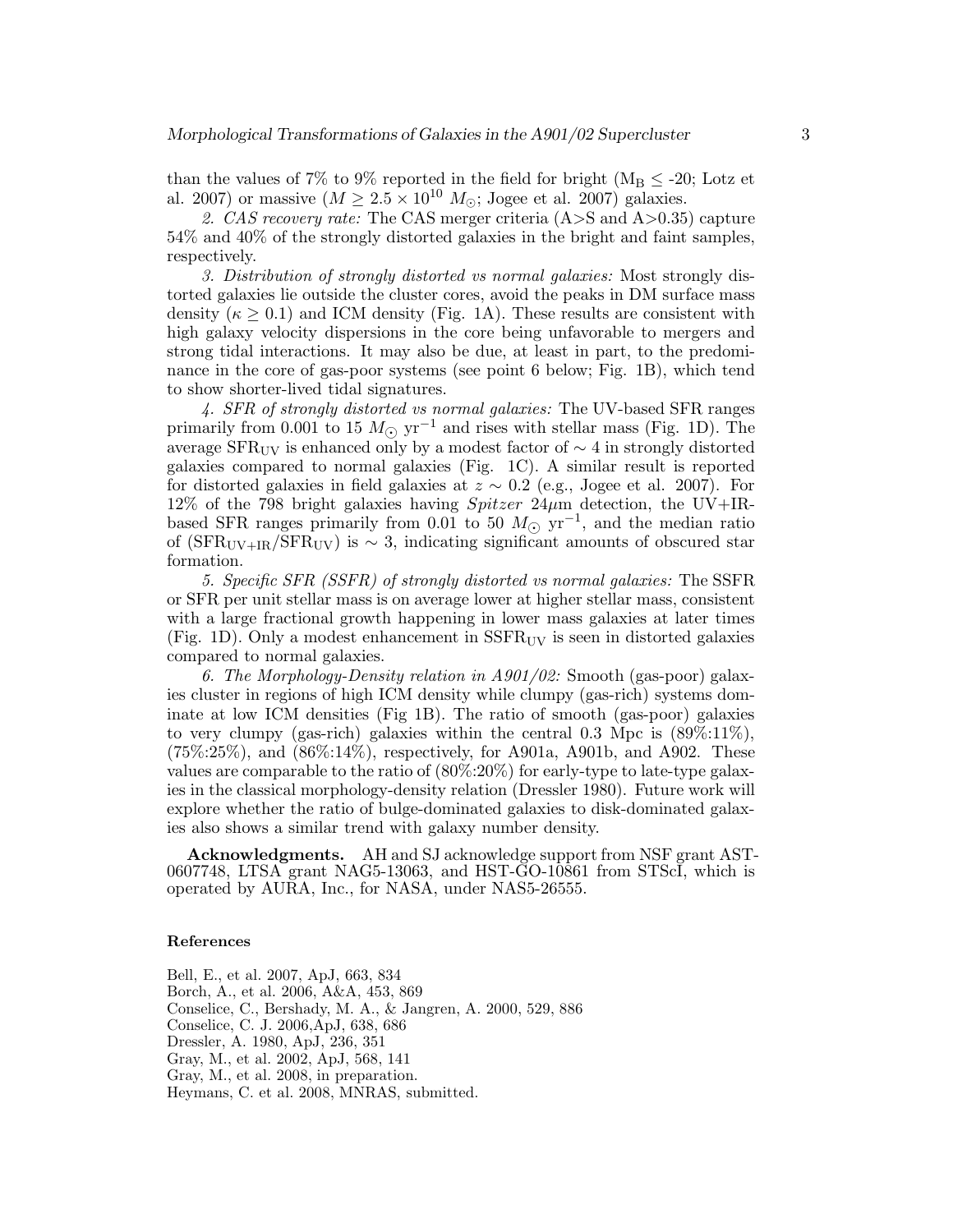than the values of 7% to 9% reported in the field for bright ($M_B \leq$ -20; Lotz et al. 2007) or massive ($M \geq 2.5 \times 10^{10}\ M_{\odot}$; Jogee et al. 2007) galaxies.

*2. CAS recovery rate:* The CAS merger criteria (A>S and A>0.35) capture 54% and 40% of the strongly distorted galaxies in the bright and faint samples, respectively.

*3. Distribution of strongly distorted vs normal galaxies:* Most strongly distorted galaxies lie outside the cluster cores, avoid the peaks in DM surface mass density ($\kappa \geq 0.1$) and ICM density (Fig. 1A). These results are consistent with high galaxy velocity dispersions in the core being unfavorable to mergers and strong tidal interactions. It may also be due, at least in part, to the predominance in the core of gas-poor systems (see point 6 below; Fig. 1B), which tend to show shorter-lived tidal signatures.

*4. SFR of strongly distorted vs normal galaxies:* The UV-based SFR ranges primarily from 0.001 to 15 $M_{\odot}$ yr$^{-1}$ and rises with stellar mass (Fig. 1D). The average $\mathrm{SFR_{UV}}$ is enhanced only by a modest factor of $\sim 4$ in strongly distorted galaxies compared to normal galaxies (Fig. 1C). A similar result is reported for distorted galaxies in field galaxies at $z \sim 0.2$ (e.g., Jogee et al. 2007). For 12% of the 798 bright galaxies having *Spitzer* 24$\mu$m detection, the UV+IR-based SFR ranges primarily from 0.01 to 50 $M_{\odot}$ yr$^{-1}$, and the median ratio of ($\mathrm{SFR_{UV+IR}}/\mathrm{SFR_{UV}}$) is $\sim 3$, indicating significant amounts of obscured star formation.

*5. Specific SFR (SSFR) of strongly distorted vs normal galaxies:* The SSFR or SFR per unit stellar mass is on average lower at higher stellar mass, consistent with a large fractional growth happening in lower mass galaxies at later times (Fig. 1D). Only a modest enhancement in $\mathrm{SSFR_{UV}}$ is seen in distorted galaxies compared to normal galaxies.

*6. The Morphology-Density relation in A901/02:* Smooth (gas-poor) galaxies cluster in regions of high ICM density while clumpy (gas-rich) systems dominate at low ICM densities (Fig 1B). The ratio of smooth (gas-poor) galaxies to very clumpy (gas-rich) galaxies within the central 0.3 Mpc is (89%:11%), (75%:25%), and (86%:14%), respectively, for A901a, A901b, and A902. These values are comparable to the ratio of (80%:20%) for early-type to late-type galaxies in the classical morphology-density relation (Dressler 1980). Future work will explore whether the ratio of bulge-dominated galaxies to disk-dominated galaxies also shows a similar trend with galaxy number density.

**Acknowledgments.** AH and SJ acknowledge support from NSF grant AST-0607748, LTSA grant NAG5-13063, and HST-GO-10861 from STScI, which is operated by AURA, Inc., for NASA, under NAS5-26555.

### References

Bell, E., et al. 2007, ApJ, 663, 834
Borch, A., et al. 2006, A&A, 453, 869
Conselice, C., Bershady, M. A., & Jangren, A. 2000, 529, 886
Conselice, C. J. 2006,ApJ, 638, 686
Dressler, A. 1980, ApJ, 236, 351
Gray, M., et al. 2002, ApJ, 568, 141
Gray, M., et al. 2008, in preparation.
Heymans, C. et al. 2008, MNRAS, submitted.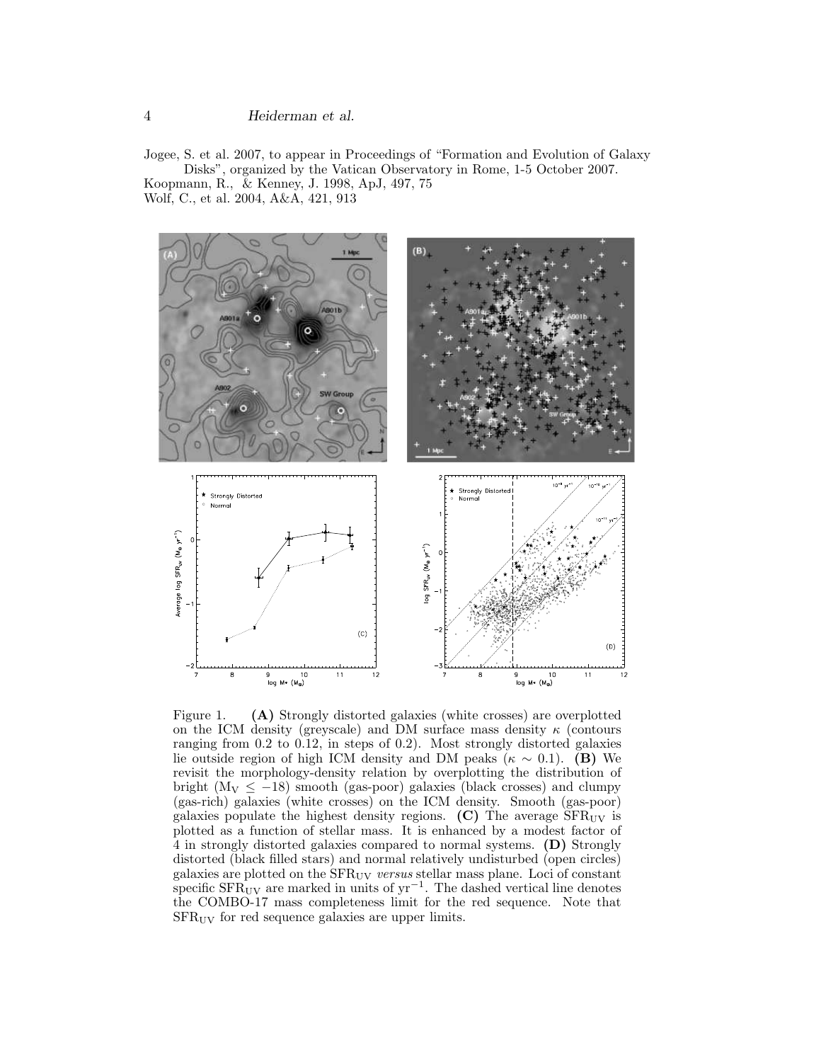Jogee, S. et al. 2007, to appear in Proceedings of "Formation and Evolution of Galaxy Disks", organized by the Vatican Observatory in Rome, 1-5 October 2007.
Koopmann, R., & Kenney, J. 1998, ApJ, 497, 75
Wolf, C., et al. 2004, A&A, 421, 913

(A)
1 Mpc
A901a
A901b
A902
SW Group
N
E

(B)
A901a
A901b
A902
SW Group
1 Mpc
N
E

★ Strongly Distorted
○ Normal
Average log SFR$_{UV}$ ($M_\odot$ yr$^{-1}$)
log M* ($M_\odot$)
(C)

★ Strongly Distorted
○ Normal
$10^{-9}$ yr$^{-1}$
$10^{-10}$ yr$^{-1}$
$10^{-11}$ yr$^{-1}$
log SFR$_{UV}$ ($M_\odot$ yr$^{-1}$)
log M* ($M_\odot$)
(D)

Figure 1. **(A)** Strongly distorted galaxies (white crosses) are overplotted on the ICM density (greyscale) and DM surface mass density $\kappa$ (contours ranging from 0.2 to 0.12, in steps of 0.2). Most strongly distorted galaxies lie outside region of high ICM density and DM peaks ($\kappa \sim 0.1$). **(B)** We revisit the morphology-density relation by overplotting the distribution of bright ($M_V \leq -18$) smooth (gas-poor) galaxies (black crosses) and clumpy (gas-rich) galaxies (white crosses) on the ICM density. Smooth (gas-poor) galaxies populate the highest density regions. **(C)** The average $SFR_{UV}$ is plotted as a function of stellar mass. It is enhanced by a modest factor of 4 in strongly distorted galaxies compared to normal systems. **(D)** Strongly distorted (black filled stars) and normal relatively undisturbed (open circles) galaxies are plotted on the $SFR_{UV}$ *versus* stellar mass plane. Loci of constant specific $SFR_{UV}$ are marked in units of yr$^{-1}$. The dashed vertical line denotes the COMBO-17 mass completeness limit for the red sequence. Note that $SFR_{UV}$ for red sequence galaxies are upper limits.